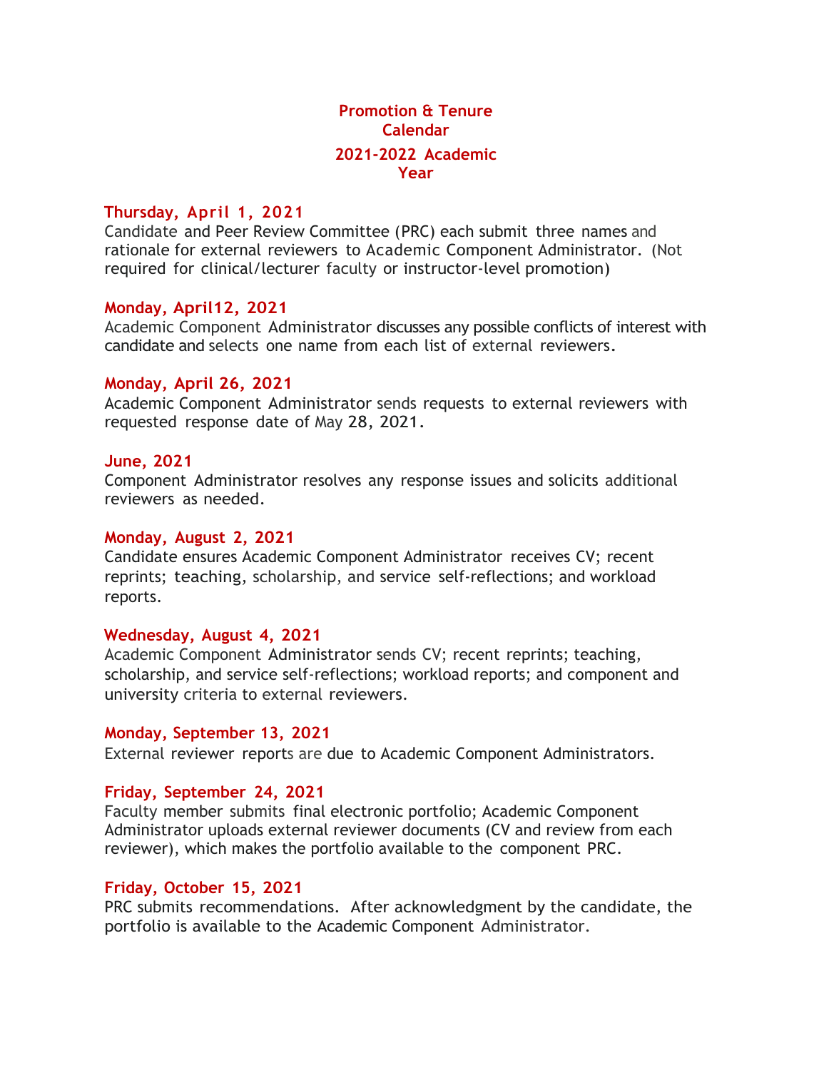# Promotion & Tenure Calendar

## 2021-2022 Academic Year

**Thursday, April 1, 2021**

Candidate and Peer Review Committee (PRC) each submit three names and rationale for external reviewers to Academic Component Administrator. (Not required for clinical/lecturer faculty or instructor-level promotion)

**Monday, April12, 2021**

Academic Component Administrator discusses any possible conflicts of interest with candidate and selects one name from each list of external reviewers.

**Monday, April 26, 2021**

Academic Component Administrator sends requests to external reviewers with requested response date of May 28, 2021.

**June, 2021**

Component Administrator resolves any response issues and solicits additional reviewers as needed.

**Monday, August 2, 2021**

Candidate ensures Academic Component Administrator receives CV; recent reprints; teaching, scholarship, and service self-reflections; and workload reports.

**Wednesday, August 4, 2021**

Academic Component Administrator sends CV; recent reprints; teaching, scholarship, and service self-reflections; workload reports; and component and university criteria to external reviewers.

**Monday, September 13, 2021**

External reviewer reports are due to Academic Component Administrators.

**Friday, September 24, 2021**

Faculty member submits final electronic portfolio; Academic Component Administrator uploads external reviewer documents (CV and review from each reviewer), which makes the portfolio available to the component PRC.

**Friday, October 15, 2021**

PRC submits recommendations. After acknowledgment by the candidate, the portfolio is available to the Academic Component Administrator.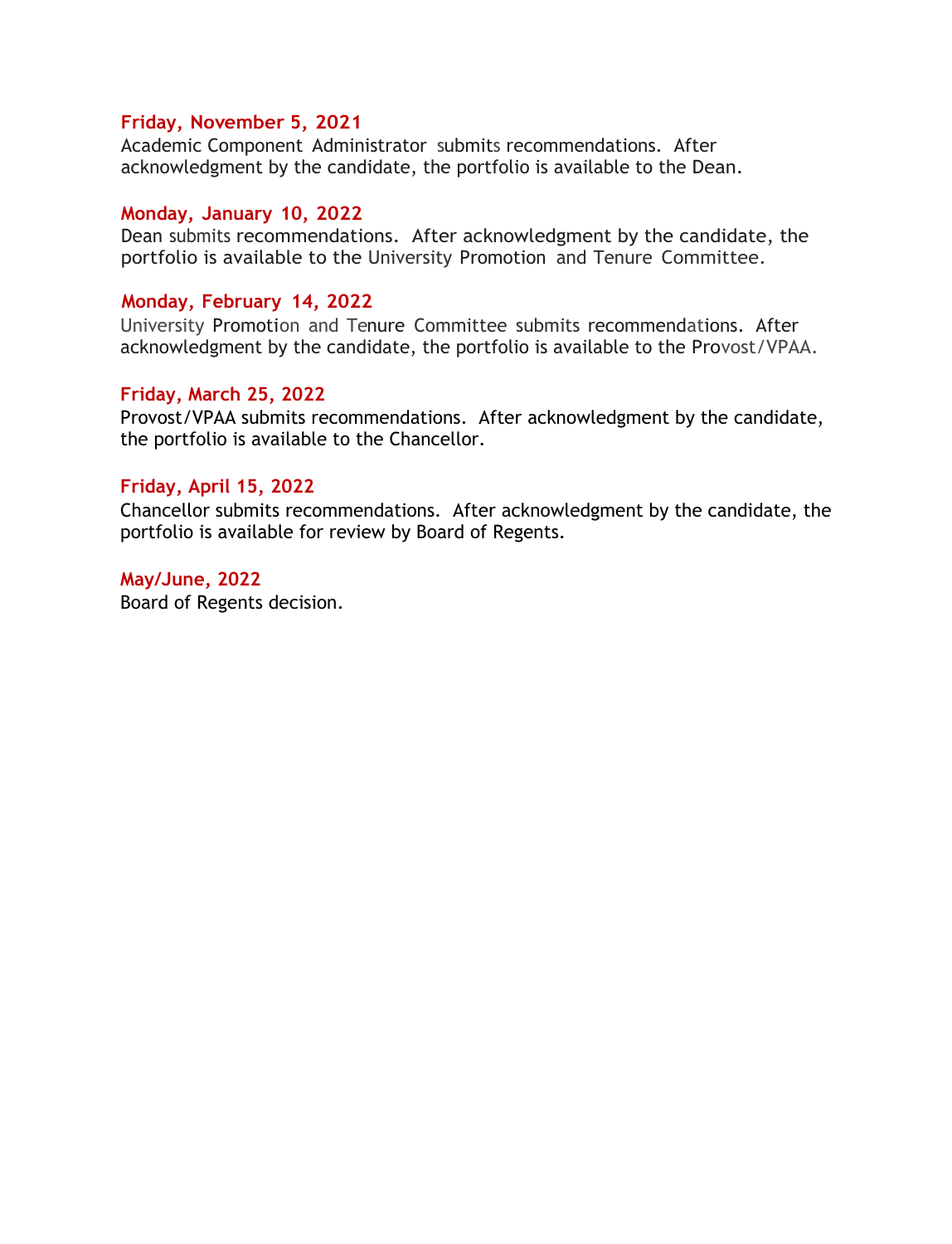**Friday, November 5, 2021**
Academic Component Administrator submits recommendations. After acknowledgment by the candidate, the portfolio is available to the Dean.

**Monday, January 10, 2022**
Dean submits recommendations. After acknowledgment by the candidate, the portfolio is available to the University Promotion and Tenure Committee.

**Monday, February 14, 2022**
University Promotion and Tenure Committee submits recommendations. After acknowledgment by the candidate, the portfolio is available to the Provost/VPAA.

**Friday, March 25, 2022**
Provost/VPAA submits recommendations. After acknowledgment by the candidate, the portfolio is available to the Chancellor.

**Friday, April 15, 2022**
Chancellor submits recommendations. After acknowledgment by the candidate, the portfolio is available for review by Board of Regents.

**May/June, 2022**
Board of Regents decision.